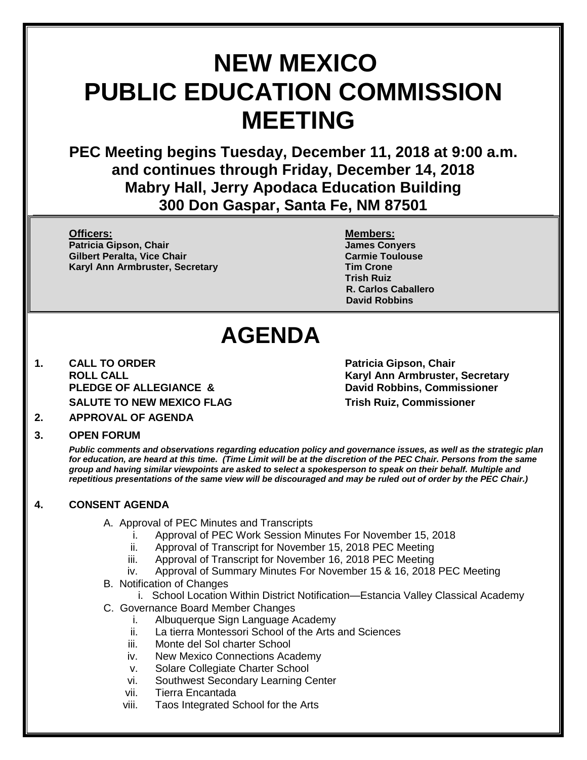# NEW MEXICO PUBLIC EDUCATION COMMISSION MEETING

## PEC Meeting begins Tuesday, December 11, 2018 at 9:00 a.m. and continues through Friday, December 14, 2018 Mabry Hall, Jerry Apodaca Education Building 300 Don Gaspar, Santa Fe, NM 87501

**Officers:**
**Patricia Gipson, Chair**
**Gilbert Peralta, Vice Chair**
**Karyl Ann Armbruster, Secretary**

**Members:**
**James Conyers**
**Carmie Toulouse**
**Tim Crone**
**Trish Ruiz**
**R. Carlos Caballero**
**David Robbins**

# AGENDA

1. **CALL TO ORDER** — **Patricia Gipson, Chair**
   **ROLL CALL** — **Karyl Ann Armbruster, Secretary**
   **PLEDGE OF ALLEGIANCE &** — **David Robbins, Commissioner**
   **SALUTE TO NEW MEXICO FLAG** — **Trish Ruiz, Commissioner**

2. **APPROVAL OF AGENDA**

3. **OPEN FORUM**

   ***Public comments and observations regarding education policy and governance issues, as well as the strategic plan for education, are heard at this time. (Time Limit will be at the discretion of the PEC Chair. Persons from the same group and having similar viewpoints are asked to select a spokesperson to speak on their behalf. Multiple and repetitious presentations of the same view will be discouraged and may be ruled out of order by the PEC Chair.)***

4. **CONSENT AGENDA**

   A. Approval of PEC Minutes and Transcripts
      i. Approval of PEC Work Session Minutes For November 15, 2018
      ii. Approval of Transcript for November 15, 2018 PEC Meeting
      iii. Approval of Transcript for November 16, 2018 PEC Meeting
      iv. Approval of Summary Minutes For November 15 & 16, 2018 PEC Meeting

   B. Notification of Changes
      i. School Location Within District Notification—Estancia Valley Classical Academy

   C. Governance Board Member Changes
      i. Albuquerque Sign Language Academy
      ii. La tierra Montessori School of the Arts and Sciences
      iii. Monte del Sol charter School
      iv. New Mexico Connections Academy
      v. Solare Collegiate Charter School
      vi. Southwest Secondary Learning Center
      vii. Tierra Encantada
      viii. Taos Integrated School for the Arts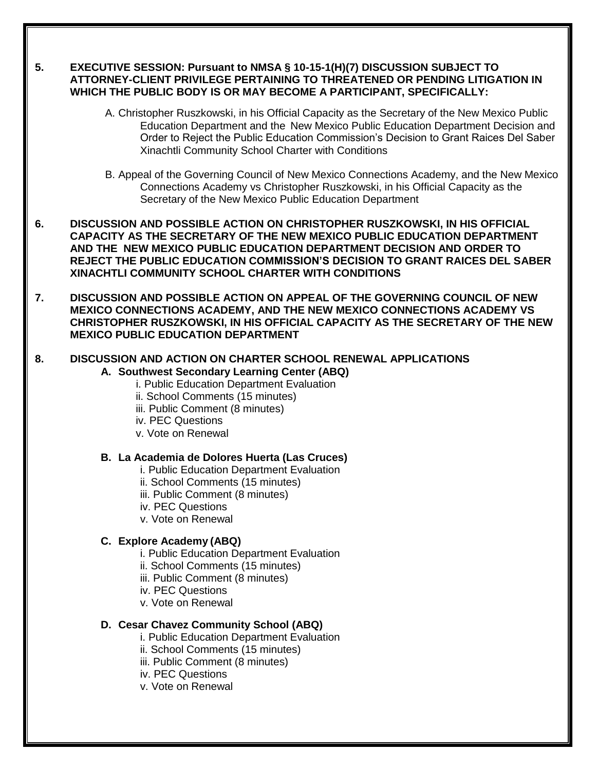**5. EXECUTIVE SESSION: Pursuant to NMSA § 10-15-1(H)(7) DISCUSSION SUBJECT TO ATTORNEY-CLIENT PRIVILEGE PERTAINING TO THREATENED OR PENDING LITIGATION IN WHICH THE PUBLIC BODY IS OR MAY BECOME A PARTICIPANT, SPECIFICALLY:**

A. Christopher Ruszkowski, in his Official Capacity as the Secretary of the New Mexico Public Education Department and the New Mexico Public Education Department Decision and Order to Reject the Public Education Commission's Decision to Grant Raices Del Saber Xinachtli Community School Charter with Conditions

B. Appeal of the Governing Council of New Mexico Connections Academy, and the New Mexico Connections Academy vs Christopher Ruszkowski, in his Official Capacity as the Secretary of the New Mexico Public Education Department

**6. DISCUSSION AND POSSIBLE ACTION ON CHRISTOPHER RUSZKOWSKI, IN HIS OFFICIAL CAPACITY AS THE SECRETARY OF THE NEW MEXICO PUBLIC EDUCATION DEPARTMENT AND THE NEW MEXICO PUBLIC EDUCATION DEPARTMENT DECISION AND ORDER TO REJECT THE PUBLIC EDUCATION COMMISSION'S DECISION TO GRANT RAICES DEL SABER XINACHTLI COMMUNITY SCHOOL CHARTER WITH CONDITIONS**

**7. DISCUSSION AND POSSIBLE ACTION ON APPEAL OF THE GOVERNING COUNCIL OF NEW MEXICO CONNECTIONS ACADEMY, AND THE NEW MEXICO CONNECTIONS ACADEMY VS CHRISTOPHER RUSZKOWSKI, IN HIS OFFICIAL CAPACITY AS THE SECRETARY OF THE NEW MEXICO PUBLIC EDUCATION DEPARTMENT**

**8. DISCUSSION AND ACTION ON CHARTER SCHOOL RENEWAL APPLICATIONS**

**A. Southwest Secondary Learning Center (ABQ)**

i. Public Education Department Evaluation
ii. School Comments (15 minutes)
iii. Public Comment (8 minutes)
iv. PEC Questions
v. Vote on Renewal

**B. La Academia de Dolores Huerta (Las Cruces)**

i. Public Education Department Evaluation
ii. School Comments (15 minutes)
iii. Public Comment (8 minutes)
iv. PEC Questions
v. Vote on Renewal

**C. Explore Academy (ABQ)**

i. Public Education Department Evaluation
ii. School Comments (15 minutes)
iii. Public Comment (8 minutes)
iv. PEC Questions
v. Vote on Renewal

**D. Cesar Chavez Community School (ABQ)**

i. Public Education Department Evaluation
ii. School Comments (15 minutes)
iii. Public Comment (8 minutes)
iv. PEC Questions
v. Vote on Renewal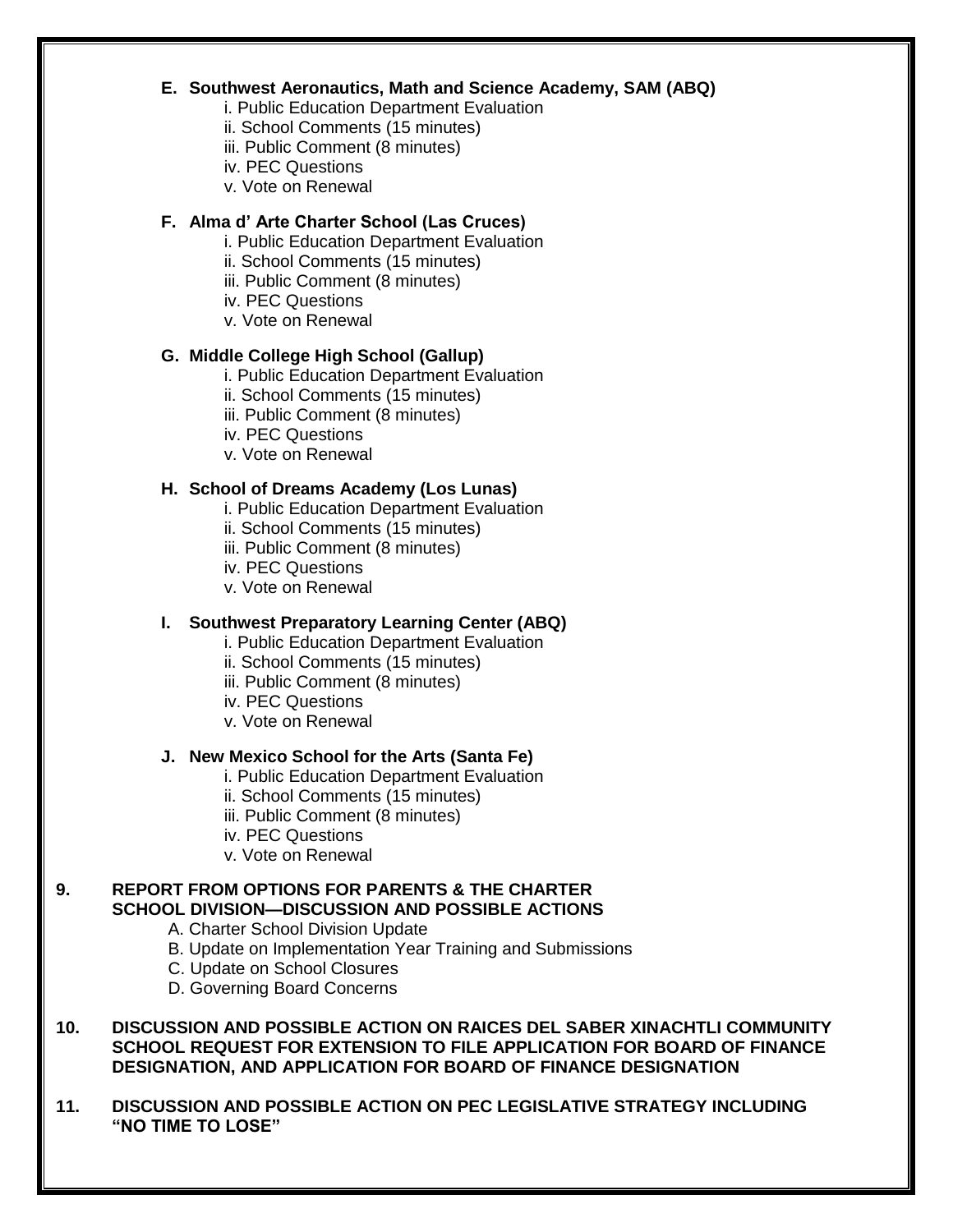**E. Southwest Aeronautics, Math and Science Academy, SAM (ABQ)**

i. Public Education Department Evaluation
ii. School Comments (15 minutes)
iii. Public Comment (8 minutes)
iv. PEC Questions
v. Vote on Renewal

**F. Alma d' Arte Charter School (Las Cruces)**

i. Public Education Department Evaluation
ii. School Comments (15 minutes)
iii. Public Comment (8 minutes)
iv. PEC Questions
v. Vote on Renewal

**G. Middle College High School (Gallup)**

i. Public Education Department Evaluation
ii. School Comments (15 minutes)
iii. Public Comment (8 minutes)
iv. PEC Questions
v. Vote on Renewal

**H. School of Dreams Academy (Los Lunas)**

i. Public Education Department Evaluation
ii. School Comments (15 minutes)
iii. Public Comment (8 minutes)
iv. PEC Questions
v. Vote on Renewal

**I. Southwest Preparatory Learning Center (ABQ)**

i. Public Education Department Evaluation
ii. School Comments (15 minutes)
iii. Public Comment (8 minutes)
iv. PEC Questions
v. Vote on Renewal

**J. New Mexico School for the Arts (Santa Fe)**

i. Public Education Department Evaluation
ii. School Comments (15 minutes)
iii. Public Comment (8 minutes)
iv. PEC Questions
v. Vote on Renewal

**9. REPORT FROM OPTIONS FOR PARENTS & THE CHARTER SCHOOL DIVISION—DISCUSSION AND POSSIBLE ACTIONS**

A. Charter School Division Update
B. Update on Implementation Year Training and Submissions
C. Update on School Closures
D. Governing Board Concerns

**10. DISCUSSION AND POSSIBLE ACTION ON RAICES DEL SABER XINACHTLI COMMUNITY SCHOOL REQUEST FOR EXTENSION TO FILE APPLICATION FOR BOARD OF FINANCE DESIGNATION, AND APPLICATION FOR BOARD OF FINANCE DESIGNATION**

**11. DISCUSSION AND POSSIBLE ACTION ON PEC LEGISLATIVE STRATEGY INCLUDING "NO TIME TO LOSE"**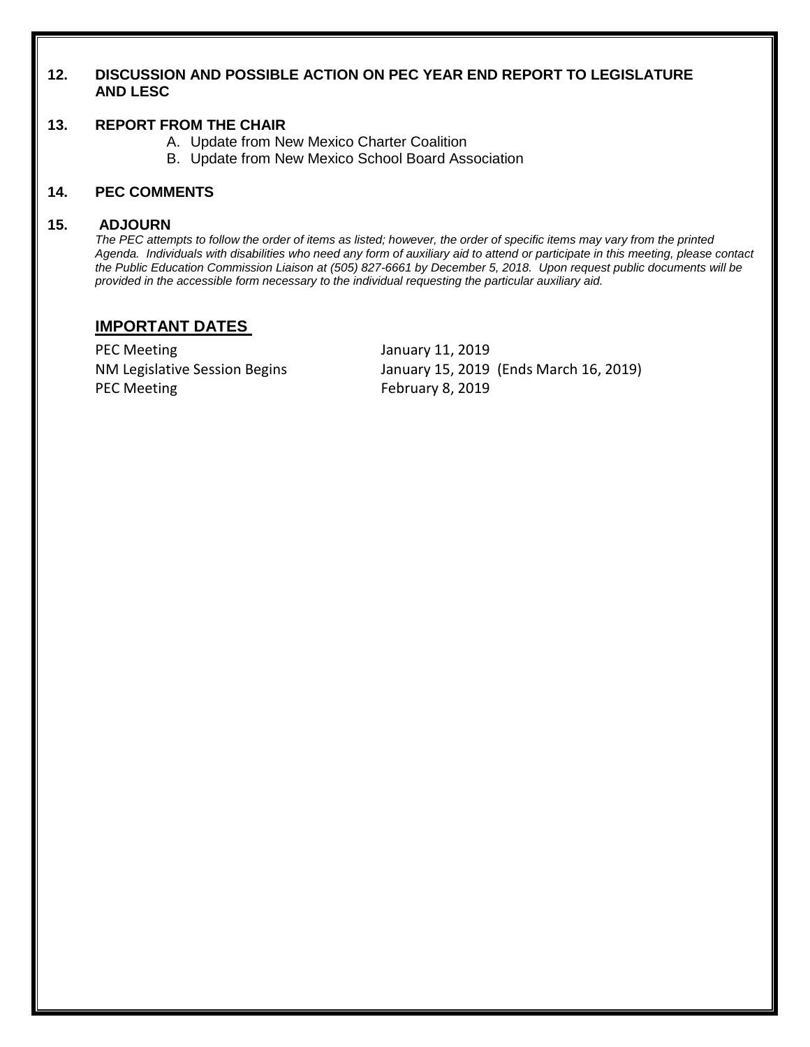**12. DISCUSSION AND POSSIBLE ACTION ON PEC YEAR END REPORT TO LEGISLATURE AND LESC**

**13. REPORT FROM THE CHAIR**

A. Update from New Mexico Charter Coalition

B. Update from New Mexico School Board Association

**14. PEC COMMENTS**

**15. ADJOURN**

*The PEC attempts to follow the order of items as listed; however, the order of specific items may vary from the printed Agenda. Individuals with disabilities who need any form of auxiliary aid to attend or participate in this meeting, please contact the Public Education Commission Liaison at (505) 827-6661 by December 5, 2018. Upon request public documents will be provided in the accessible form necessary to the individual requesting the particular auxiliary aid.*

## IMPORTANT DATES

| | |
|---|---|
| PEC Meeting | January 11, 2019 |
| NM Legislative Session Begins | January 15, 2019 (Ends March 16, 2019) |
| PEC Meeting | February 8, 2019 |